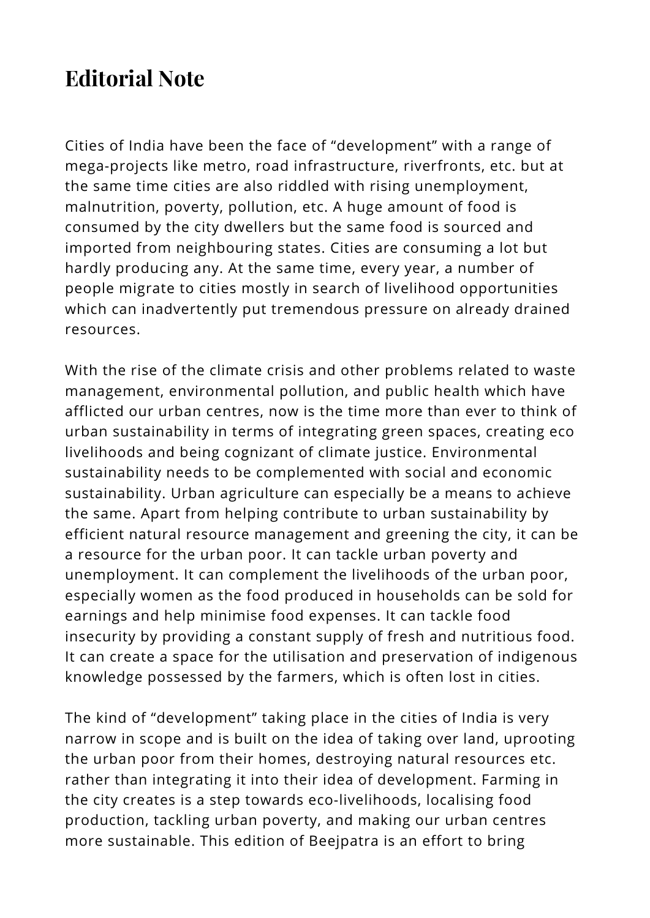# Editorial Note

Cities of India have been the face of “development” with a range of mega-projects like metro, road infrastructure, riverfronts, etc. but at the same time cities are also riddled with rising unemployment, malnutrition, poverty, pollution, etc. A huge amount of food is consumed by the city dwellers but the same food is sourced and imported from neighbouring states. Cities are consuming a lot but hardly producing any. At the same time, every year, a number of people migrate to cities mostly in search of livelihood opportunities which can inadvertently put tremendous pressure on already drained resources.

With the rise of the climate crisis and other problems related to waste management, environmental pollution, and public health which have afflicted our urban centres, now is the time more than ever to think of urban sustainability in terms of integrating green spaces, creating eco livelihoods and being cognizant of climate justice. Environmental sustainability needs to be complemented with social and economic sustainability. Urban agriculture can especially be a means to achieve the same. Apart from helping contribute to urban sustainability by efficient natural resource management and greening the city, it can be a resource for the urban poor. It can tackle urban poverty and unemployment. It can complement the livelihoods of the urban poor, especially women as the food produced in households can be sold for earnings and help minimise food expenses. It can tackle food insecurity by providing a constant supply of fresh and nutritious food. It can create a space for the utilisation and preservation of indigenous knowledge possessed by the farmers, which is often lost in cities.

The kind of “development” taking place in the cities of India is very narrow in scope and is built on the idea of taking over land, uprooting the urban poor from their homes, destroying natural resources etc. rather than integrating it into their idea of development. Farming in the city creates is a step towards eco-livelihoods, localising food production, tackling urban poverty, and making our urban centres more sustainable. This edition of Beejpatra is an effort to bring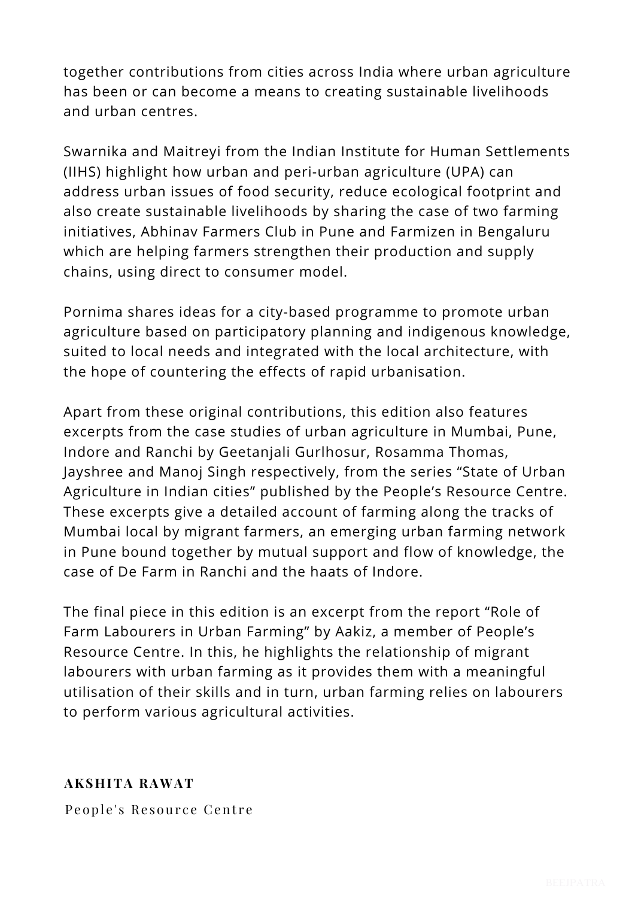together contributions from cities across India where urban agriculture has been or can become a means to creating sustainable livelihoods and urban centres.

Swarnika and Maitreyi from the Indian Institute for Human Settlements (IIHS) highlight how urban and peri-urban agriculture (UPA) can address urban issues of food security, reduce ecological footprint and also create sustainable livelihoods by sharing the case of two farming initiatives, Abhinav Farmers Club in Pune and Farmizen in Bengaluru which are helping farmers strengthen their production and supply chains, using direct to consumer model.

Pornima shares ideas for a city-based programme to promote urban agriculture based on participatory planning and indigenous knowledge, suited to local needs and integrated with the local architecture, with the hope of countering the effects of rapid urbanisation.

Apart from these original contributions, this edition also features excerpts from the case studies of urban agriculture in Mumbai, Pune, Indore and Ranchi by Geetanjali Gurlhosur, Rosamma Thomas, Jayshree and Manoj Singh respectively, from the series "State of Urban Agriculture in Indian cities" published by the People's Resource Centre. These excerpts give a detailed account of farming along the tracks of Mumbai local by migrant farmers, an emerging urban farming network in Pune bound together by mutual support and flow of knowledge, the case of De Farm in Ranchi and the haats of Indore.

The final piece in this edition is an excerpt from the report "Role of Farm Labourers in Urban Farming" by Aakiz, a member of People's Resource Centre. In this, he highlights the relationship of migrant labourers with urban farming as it provides them with a meaningful utilisation of their skills and in turn, urban farming relies on labourers to perform various agricultural activities.

**AKSHITA RAWAT**

People's Resource Centre